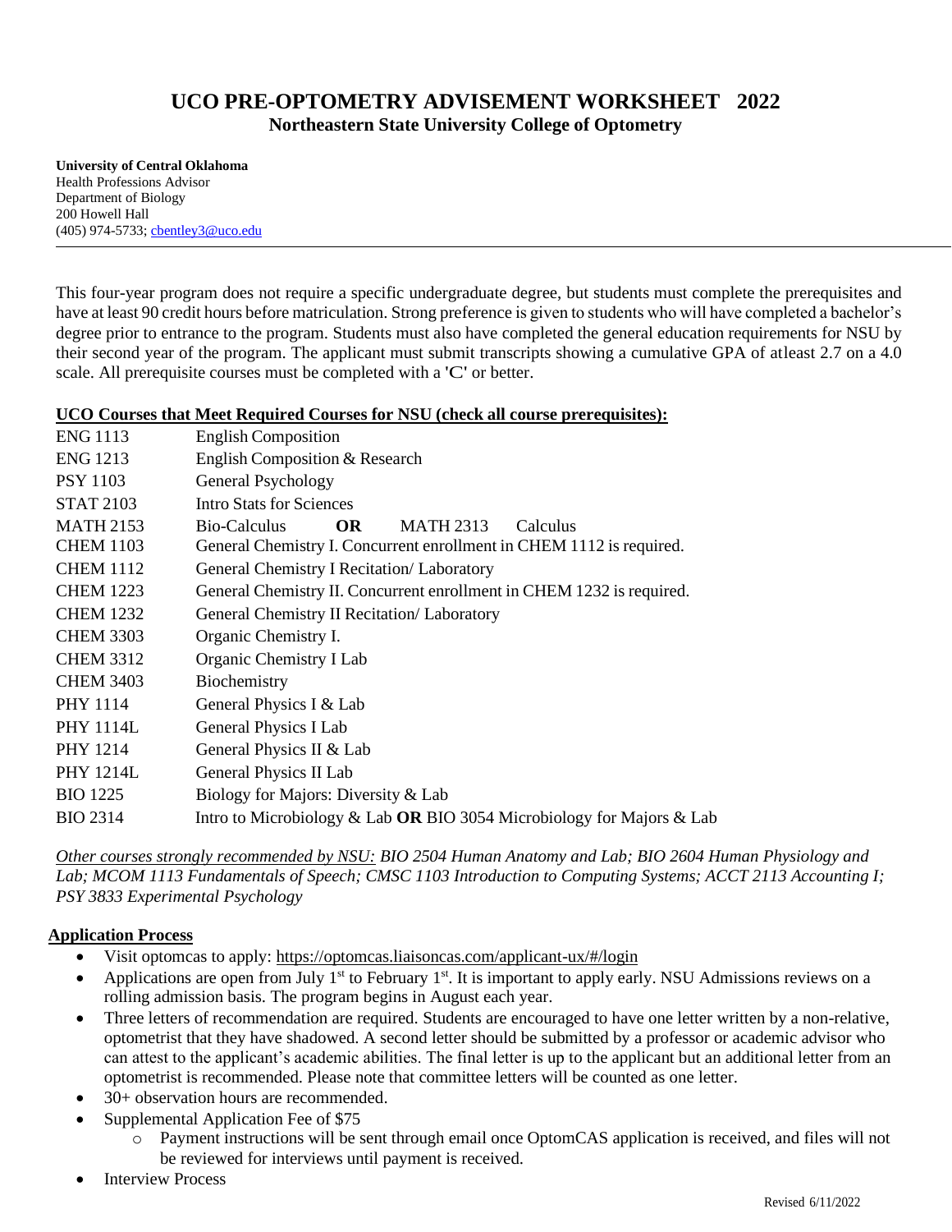# UCO PRE-OPTOMETRY ADVISEMENT WORKSHEET 2022

## Northeastern State University College of Optometry

**University of Central Oklahoma**
Health Professions Advisor
Department of Biology
200 Howell Hall
(405) 974-5733; cbentley3@uco.edu

---

This four-year program does not require a specific undergraduate degree, but students must complete the prerequisites and have at least 90 credit hours before matriculation. Strong preference is given to students who will have completed a bachelor's degree prior to entrance to the program. Students must also have completed the general education requirements for NSU by their second year of the program. The applicant must submit transcripts showing a cumulative GPA of atleast 2.7 on a 4.0 scale. All prerequisite courses must be completed with a 'C' or better.

**UCO Courses that Meet Required Courses for NSU (check all course prerequisites):**

| | |
|---|---|
| ENG 1113 | English Composition |
| ENG 1213 | English Composition & Research |
| PSY 1103 | General Psychology |
| STAT 2103 | Intro Stats for Sciences |
| MATH 2153 | Bio-Calculus **OR** MATH 2313 Calculus |
| CHEM 1103 | General Chemistry I. Concurrent enrollment in CHEM 1112 is required. |
| CHEM 1112 | General Chemistry I Recitation/ Laboratory |
| CHEM 1223 | General Chemistry II. Concurrent enrollment in CHEM 1232 is required. |
| CHEM 1232 | General Chemistry II Recitation/ Laboratory |
| CHEM 3303 | Organic Chemistry I. |
| CHEM 3312 | Organic Chemistry I Lab |
| CHEM 3403 | Biochemistry |
| PHY 1114 | General Physics I & Lab |
| PHY 1114L | General Physics I Lab |
| PHY 1214 | General Physics II & Lab |
| PHY 1214L | General Physics II Lab |
| BIO 1225 | Biology for Majors: Diversity & Lab |
| BIO 2314 | Intro to Microbiology & Lab **OR** BIO 3054 Microbiology for Majors & Lab |

*Other courses strongly recommended by NSU: BIO 2504 Human Anatomy and Lab; BIO 2604 Human Physiology and Lab; MCOM 1113 Fundamentals of Speech; CMSC 1103 Introduction to Computing Systems; ACCT 2113 Accounting I; PSY 3833 Experimental Psychology*

**Application Process**

- Visit optomcas to apply: https://optomcas.liaisoncas.com/applicant-ux/#/login
- Applications are open from July 1st to February 1st. It is important to apply early. NSU Admissions reviews on a rolling admission basis. The program begins in August each year.
- Three letters of recommendation are required. Students are encouraged to have one letter written by a non-relative, optometrist that they have shadowed. A second letter should be submitted by a professor or academic advisor who can attest to the applicant's academic abilities. The final letter is up to the applicant but an additional letter from an optometrist is recommended. Please note that committee letters will be counted as one letter.
- 30+ observation hours are recommended.
- Supplemental Application Fee of $75
  - Payment instructions will be sent through email once OptomCAS application is received, and files will not be reviewed for interviews until payment is received.
- Interview Process

Revised 6/11/2022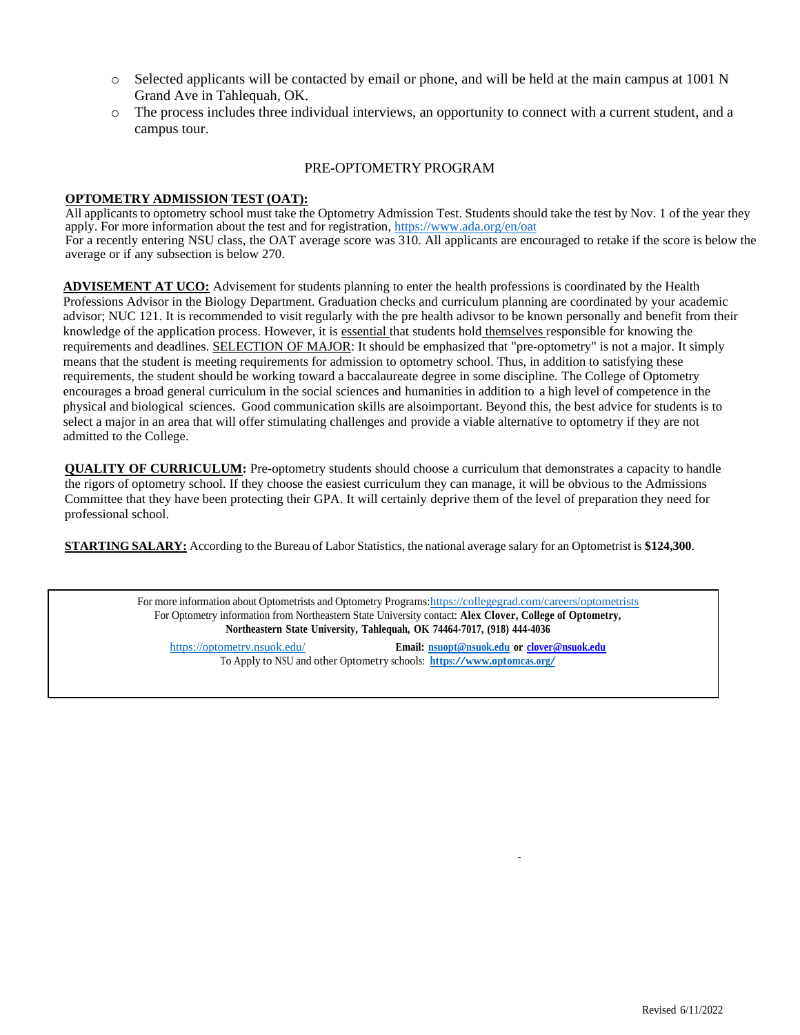- Selected applicants will be contacted by email or phone, and will be held at the main campus at 1001 N Grand Ave in Tahlequah, OK.
- The process includes three individual interviews, an opportunity to connect with a current student, and a campus tour.

## PRE-OPTOMETRY PROGRAM

**OPTOMETRY ADMISSION TEST (OAT):**
All applicants to optometry school must take the Optometry Admission Test. Students should take the test by Nov. 1 of the year they apply. For more information about the test and for registration, https://www.ada.org/en/oat
For a recently entering NSU class, the OAT average score was 310. All applicants are encouraged to retake if the score is below the average or if any subsection is below 270.

**ADVISEMENT AT UCO:** Advisement for students planning to enter the health professions is coordinated by the Health Professions Advisor in the Biology Department. Graduation checks and curriculum planning are coordinated by your academic advisor; NUC 121. It is recommended to visit regularly with the pre health adivsor to be known personally and benefit from their knowledge of the application process. However, it is essential that students hold themselves responsible for knowing the requirements and deadlines. SELECTION OF MAJOR: It should be emphasized that "pre-optometry" is not a major. It simply means that the student is meeting requirements for admission to optometry school. Thus, in addition to satisfying these requirements, the student should be working toward a baccalaureate degree in some discipline. The College of Optometry encourages a broad general curriculum in the social sciences and humanities in addition to a high level of competence in the physical and biological sciences. Good communication skills are alsoimportant. Beyond this, the best advice for students is to select a major in an area that will offer stimulating challenges and provide a viable alternative to optometry if they are not admitted to the College.

**QUALITY OF CURRICULUM:** Pre-optometry students should choose a curriculum that demonstrates a capacity to handle the rigors of optometry school. If they choose the easiest curriculum they can manage, it will be obvious to the Admissions Committee that they have been protecting their GPA. It will certainly deprive them of the level of preparation they need for professional school.

**STARTING SALARY:** According to the Bureau of Labor Statistics, the national average salary for an Optometrist is **$124,300**.

For more information about Optometrists and Optometry Programs: https://collegegrad.com/careers/optometrists
For Optometry information from Northeastern State University contact: **Alex Clover, College of Optometry, Northeastern State University, Tahlequah, OK 74464-7017, (918) 444-4036**
https://optometry.nsuok.edu/ **Email: nsuopt@nsuok.edu or clover@nsuok.edu**
To Apply to NSU and other Optometry schools: **https://www.optomcas.org/**

Revised 6/11/2022